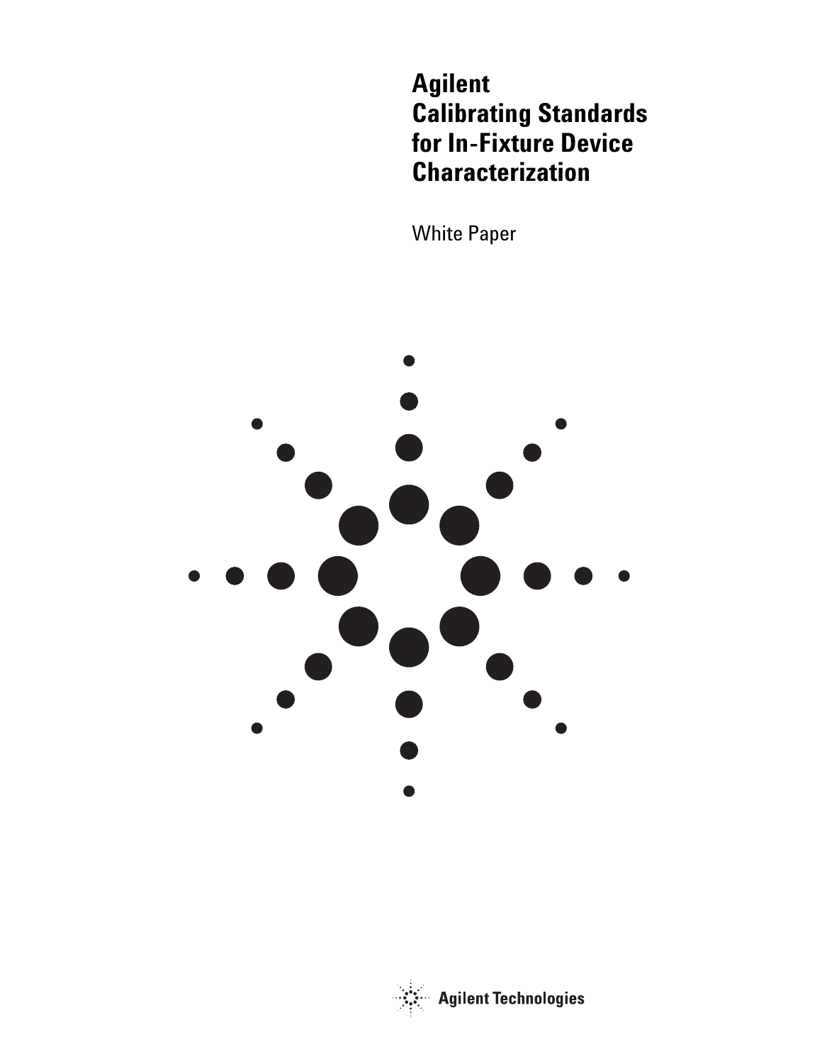# Agilent Calibrating Standards for In-Fixture Device Characterization

White Paper

Agilent Technologies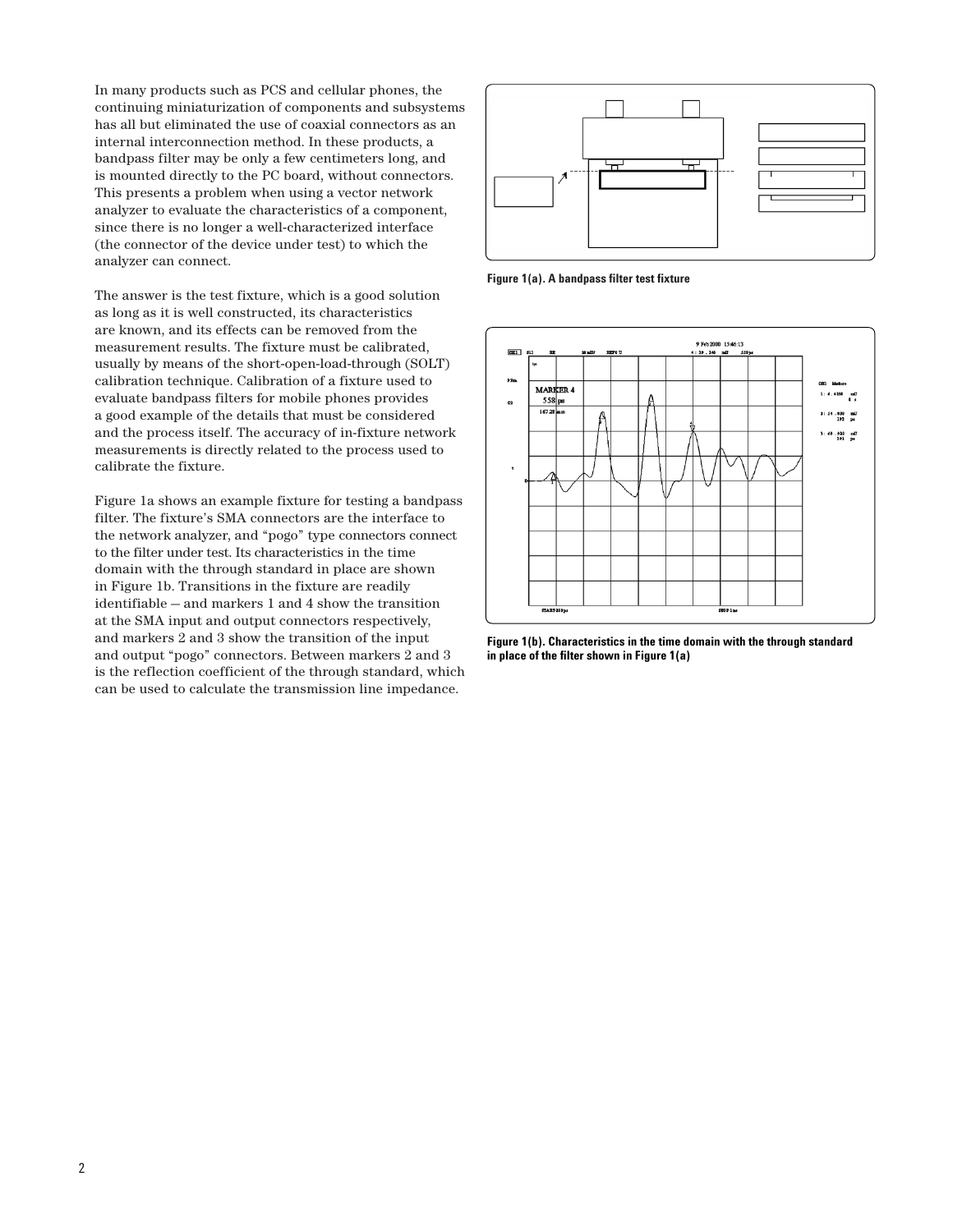In many products such as PCS and cellular phones, the continuing miniaturization of components and subsystems has all but eliminated the use of coaxial connectors as an internal interconnection method. In these products, a bandpass filter may be only a few centimeters long, and is mounted directly to the PC board, without connectors. This presents a problem when using a vector network analyzer to evaluate the characteristics of a component, since there is no longer a well-characterized interface (the connector of the device under test) to which the analyzer can connect.

The answer is the test fixture, which is a good solution as long as it is well constructed, its characteristics are known, and its effects can be removed from the measurement results. The fixture must be calibrated, usually by means of the short-open-load-through (SOLT) calibration technique. Calibration of a fixture used to evaluate bandpass filters for mobile phones provides a good example of the details that must be considered and the process itself. The accuracy of in-fixture network measurements is directly related to the process used to calibrate the fixture.

Figure 1a shows an example fixture for testing a bandpass filter. The fixture's SMA connectors are the interface to the network analyzer, and "pogo" type connectors connect to the filter under test. Its characteristics in the time domain with the through standard in place are shown in Figure 1b. Transitions in the fixture are readily identifiable – and markers 1 and 4 show the transition at the SMA input and output connectors respectively, and markers 2 and 3 show the transition of the input and output "pogo" connectors. Between markers 2 and 3 is the reflection coefficient of the through standard, which can be used to calculate the transmission line impedance.

**Figure 1(a). A bandpass filter test fixture**

**Figure 1(b). Characteristics in the time domain with the through standard in place of the filter shown in Figure 1(a)**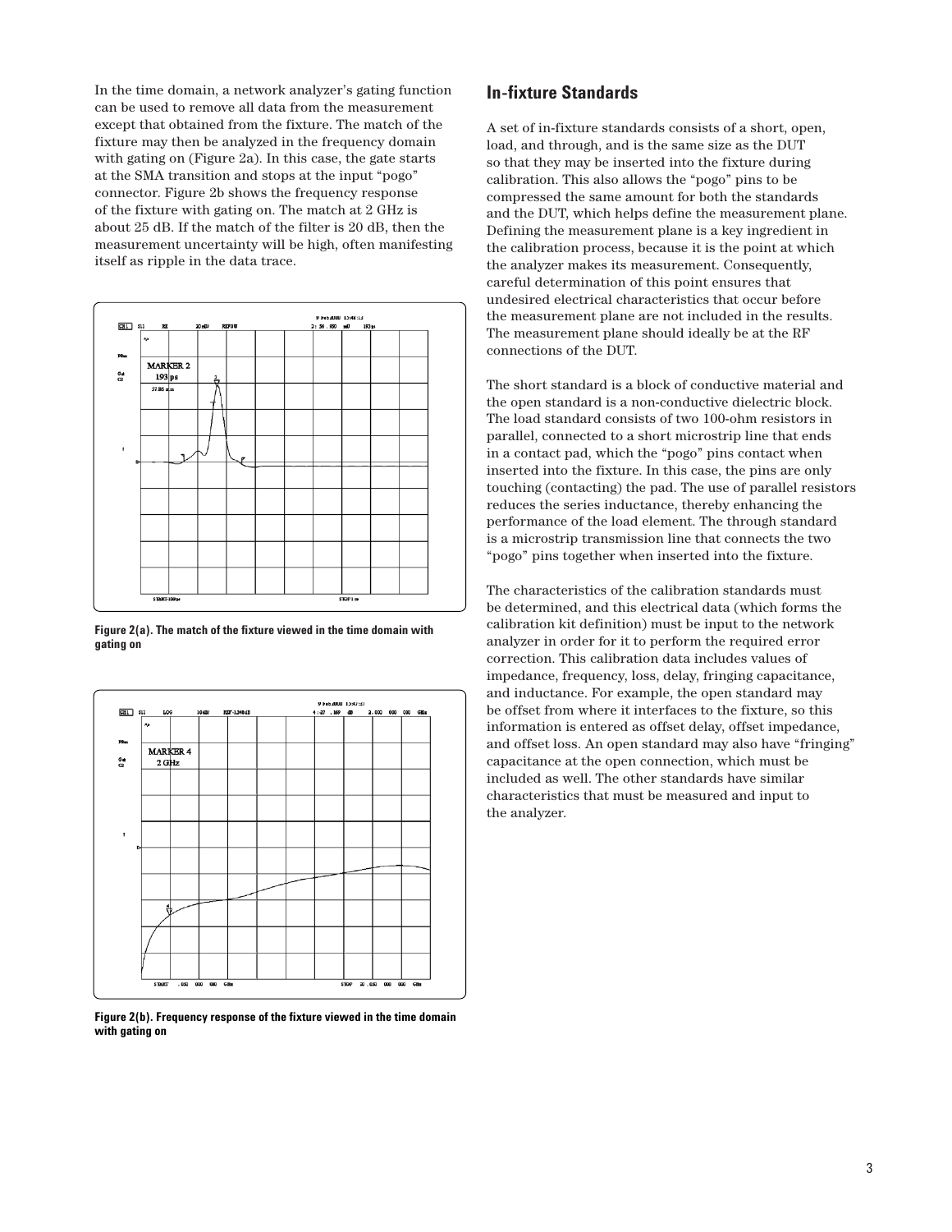In the time domain, a network analyzer's gating function can be used to remove all data from the measurement except that obtained from the fixture. The match of the fixture may then be analyzed in the frequency domain with gating on (Figure 2a). In this case, the gate starts at the SMA transition and stops at the input "pogo" connector. Figure 2b shows the frequency response of the fixture with gating on. The match at 2 GHz is about 25 dB. If the match of the filter is 20 dB, then the measurement uncertainty will be high, often manifesting itself as ripple in the data trace.

Figure 2(a). The match of the fixture viewed in the time domain with gating on

Figure 2(b). Frequency response of the fixture viewed in the time domain with gating on

## In-fixture Standards

A set of in-fixture standards consists of a short, open, load, and through, and is the same size as the DUT so that they may be inserted into the fixture during calibration. This also allows the "pogo" pins to be compressed the same amount for both the standards and the DUT, which helps define the measurement plane. Defining the measurement plane is a key ingredient in the calibration process, because it is the point at which the analyzer makes its measurement. Consequently, careful determination of this point ensures that undesired electrical characteristics that occur before the measurement plane are not included in the results. The measurement plane should ideally be at the RF connections of the DUT.

The short standard is a block of conductive material and the open standard is a non-conductive dielectric block. The load standard consists of two 100-ohm resistors in parallel, connected to a short microstrip line that ends in a contact pad, which the "pogo" pins contact when inserted into the fixture. In this case, the pins are only touching (contacting) the pad. The use of parallel resistors reduces the series inductance, thereby enhancing the performance of the load element. The through standard is a microstrip transmission line that connects the two "pogo" pins together when inserted into the fixture.

The characteristics of the calibration standards must be determined, and this electrical data (which forms the calibration kit definition) must be input to the network analyzer in order for it to perform the required error correction. This calibration data includes values of impedance, frequency, loss, delay, fringing capacitance, and inductance. For example, the open standard may be offset from where it interfaces to the fixture, so this information is entered as offset delay, offset impedance, and offset loss. An open standard may also have "fringing" capacitance at the open connection, which must be included as well. The other standards have similar characteristics that must be measured and input to the analyzer.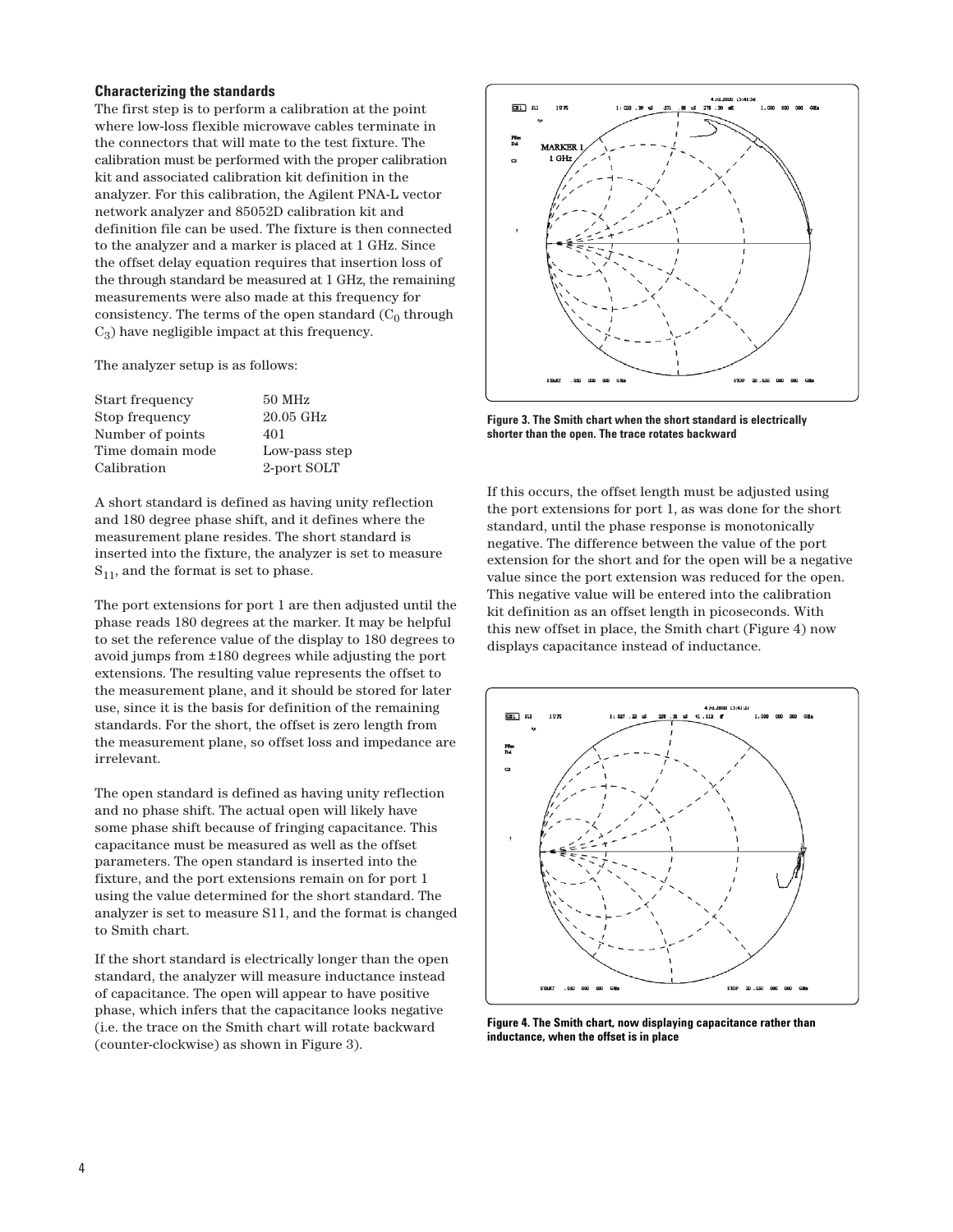### Characterizing the standards

The first step is to perform a calibration at the point where low-loss flexible microwave cables terminate in the connectors that will mate to the test fixture. The calibration must be performed with the proper calibration kit and associated calibration kit definition in the analyzer. For this calibration, the Agilent PNA-L vector network analyzer and 85052D calibration kit and definition file can be used. The fixture is then connected to the analyzer and a marker is placed at 1 GHz. Since the offset delay equation requires that insertion loss of the through standard be measured at 1 GHz, the remaining measurements were also made at this frequency for consistency. The terms of the open standard ($C_0$ through $C_3$) have negligible impact at this frequency.

The analyzer setup is as follows:

| | |
|---|---|
| Start frequency | 50 MHz |
| Stop frequency | 20.05 GHz |
| Number of points | 401 |
| Time domain mode | Low-pass step |
| Calibration | 2-port SOLT |

A short standard is defined as having unity reflection and 180 degree phase shift, and it defines where the measurement plane resides. The short standard is inserted into the fixture, the analyzer is set to measure $S_{11}$, and the format is set to phase.

The port extensions for port 1 are then adjusted until the phase reads 180 degrees at the marker. It may be helpful to set the reference value of the display to 180 degrees to avoid jumps from ±180 degrees while adjusting the port extensions. The resulting value represents the offset to the measurement plane, and it should be stored for later use, since it is the basis for definition of the remaining standards. For the short, the offset is zero length from the measurement plane, so offset loss and impedance are irrelevant.

The open standard is defined as having unity reflection and no phase shift. The actual open will likely have some phase shift because of fringing capacitance. This capacitance must be measured as well as the offset parameters. The open standard is inserted into the fixture, and the port extensions remain on for port 1 using the value determined for the short standard. The analyzer is set to measure S11, and the format is changed to Smith chart.

If the short standard is electrically longer than the open standard, the analyzer will measure inductance instead of capacitance. The open will appear to have positive phase, which infers that the capacitance looks negative (i.e. the trace on the Smith chart will rotate backward (counter-clockwise) as shown in Figure 3).

**Figure 3. The Smith chart when the short standard is electrically shorter than the open. The trace rotates backward**

If this occurs, the offset length must be adjusted using the port extensions for port 1, as was done for the short standard, until the phase response is monotonically negative. The difference between the value of the port extension for the short and for the open will be a negative value since the port extension was reduced for the open. This negative value will be entered into the calibration kit definition as an offset length in picoseconds. With this new offset in place, the Smith chart (Figure 4) now displays capacitance instead of inductance.

**Figure 4. The Smith chart, now displaying capacitance rather than inductance, when the offset is in place**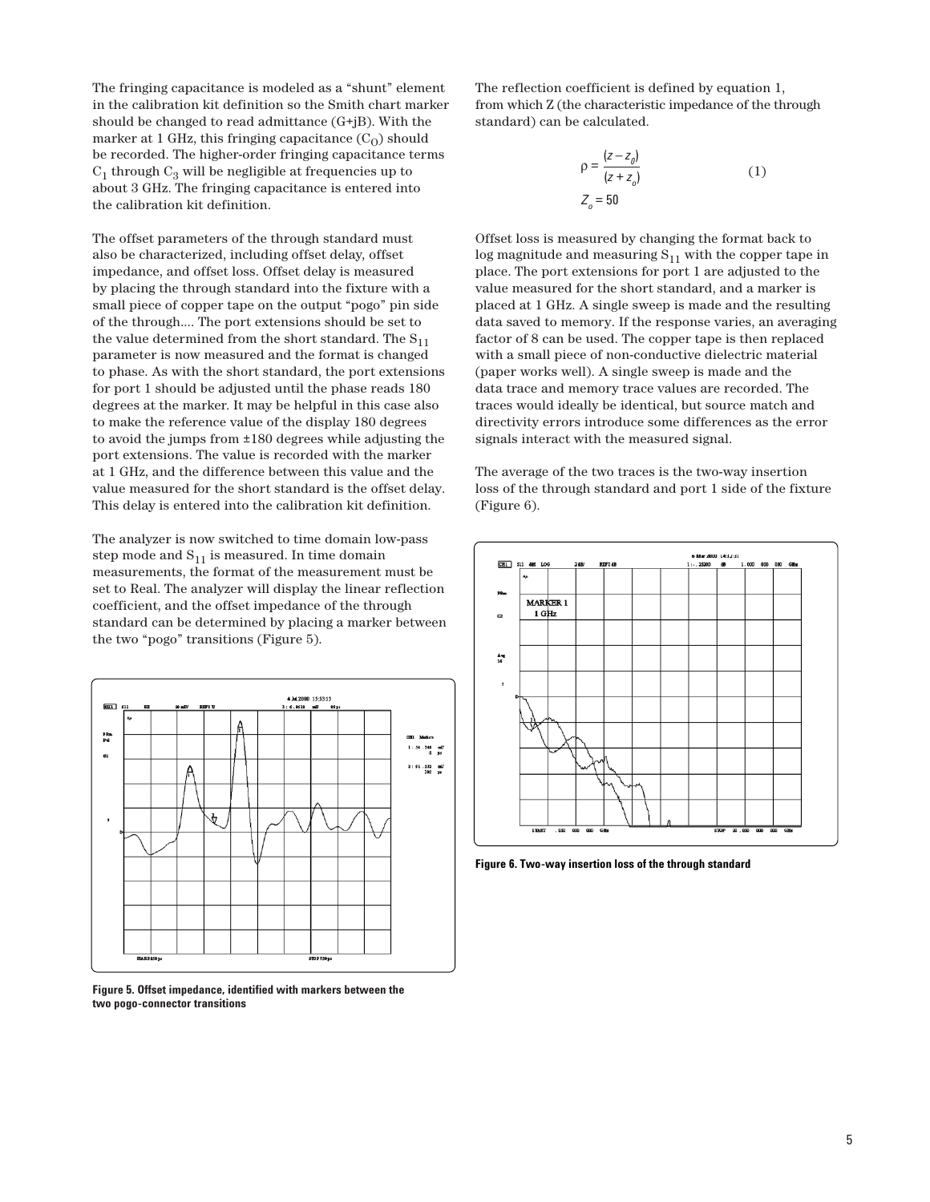The fringing capacitance is modeled as a "shunt" element in the calibration kit definition so the Smith chart marker should be changed to read admittance (G+jB). With the marker at 1 GHz, this fringing capacitance ($C_O$) should be recorded. The higher-order fringing capacitance terms $C_1$ through $C_3$ will be negligible at frequencies up to about 3 GHz. The fringing capacitance is entered into the calibration kit definition.

The offset parameters of the through standard must also be characterized, including offset delay, offset impedance, and offset loss. Offset delay is measured by placing the through standard into the fixture with a small piece of copper tape on the output "pogo" pin side of the through.... The port extensions should be set to the value determined from the short standard. The $S_{11}$ parameter is now measured and the format is changed to phase. As with the short standard, the port extensions for port 1 should be adjusted until the phase reads 180 degrees at the marker. It may be helpful in this case also to make the reference value of the display 180 degrees to avoid the jumps from ±180 degrees while adjusting the port extensions. The value is recorded with the marker at 1 GHz, and the difference between this value and the value measured for the short standard is the offset delay. This delay is entered into the calibration kit definition.

The analyzer is now switched to time domain low-pass step mode and $S_{11}$ is measured. In time domain measurements, the format of the measurement must be set to Real. The analyzer will display the linear reflection coefficient, and the offset impedance of the through standard can be determined by placing a marker between the two "pogo" transitions (Figure 5).

**Figure 5. Offset impedance, identified with markers between the two pogo-connector transitions**

The reflection coefficient is defined by equation 1, from which Z (the characteristic impedance of the through standard) can be calculated.

$$\rho = \frac{(z - z_0)}{(z + z_o)} \qquad (1)$$

$$Z_o = 50$$

Offset loss is measured by changing the format back to log magnitude and measuring $S_{11}$ with the copper tape in place. The port extensions for port 1 are adjusted to the value measured for the short standard, and a marker is placed at 1 GHz. A single sweep is made and the resulting data saved to memory. If the response varies, an averaging factor of 8 can be used. The copper tape is then replaced with a small piece of non-conductive dielectric material (paper works well). A single sweep is made and the data trace and memory trace values are recorded. The traces would ideally be identical, but source match and directivity errors introduce some differences as the error signals interact with the measured signal.

The average of the two traces is the two-way insertion loss of the through standard and port 1 side of the fixture (Figure 6).

**Figure 6. Two-way insertion loss of the through standard**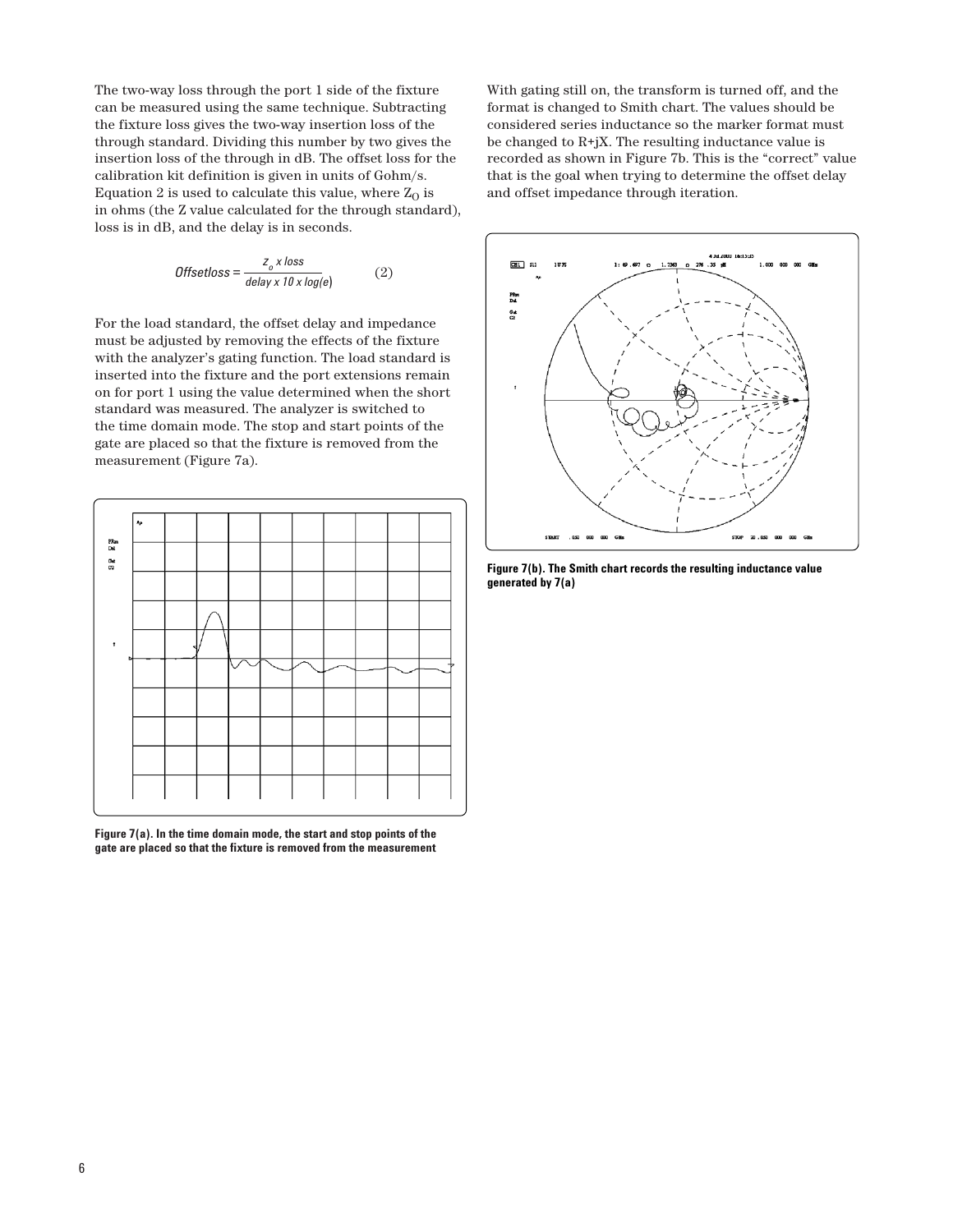The two-way loss through the port 1 side of the fixture can be measured using the same technique. Subtracting the fixture loss gives the two-way insertion loss of the through standard. Dividing this number by two gives the insertion loss of the through in dB. The offset loss for the calibration kit definition is given in units of Gohm/s. Equation 2 is used to calculate this value, where $Z_O$ is in ohms (the Z value calculated for the through standard), loss is in dB, and the delay is in seconds.

$$Offsetloss = \frac{z_o \times loss}{delay \times 10 \times log(e)} \qquad (2)$$

For the load standard, the offset delay and impedance must be adjusted by removing the effects of the fixture with the analyzer's gating function. The load standard is inserted into the fixture and the port extensions remain on for port 1 using the value determined when the short standard was measured. The analyzer is switched to the time domain mode. The stop and start points of the gate are placed so that the fixture is removed from the measurement (Figure 7a).

**Figure 7(a). In the time domain mode, the start and stop points of the gate are placed so that the fixture is removed from the measurement**

With gating still on, the transform is turned off, and the format is changed to Smith chart. The values should be considered series inductance so the marker format must be changed to R+jX. The resulting inductance value is recorded as shown in Figure 7b. This is the "correct" value that is the goal when trying to determine the offset delay and offset impedance through iteration.

**Figure 7(b). The Smith chart records the resulting inductance value generated by 7(a)**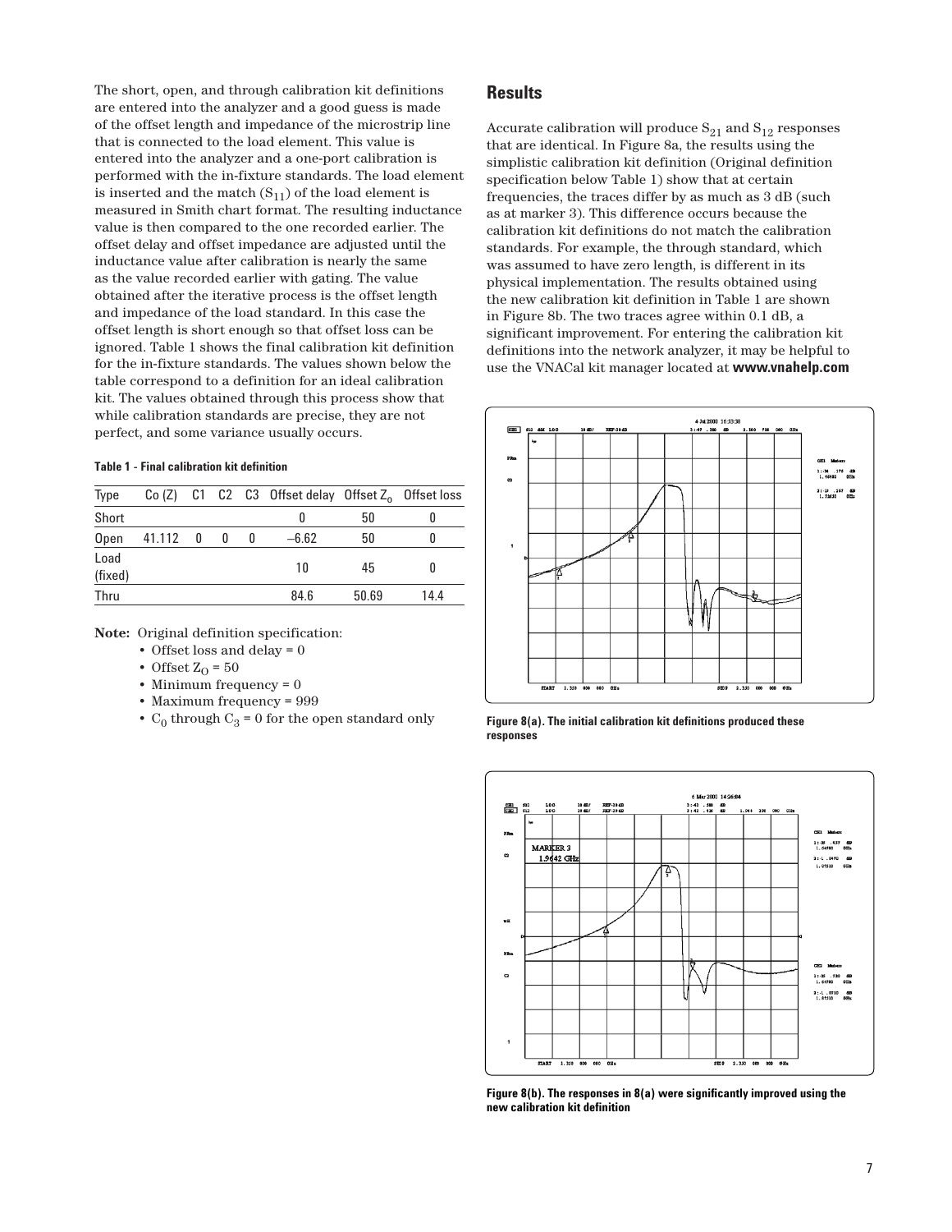The short, open, and through calibration kit definitions are entered into the analyzer and a good guess is made of the offset length and impedance of the microstrip line that is connected to the load element. This value is entered into the analyzer and a one-port calibration is performed with the in-fixture standards. The load element is inserted and the match ($S_{11}$) of the load element is measured in Smith chart format. The resulting inductance value is then compared to the one recorded earlier. The offset delay and offset impedance are adjusted until the inductance value after calibration is nearly the same as the value recorded earlier with gating. The value obtained after the iterative process is the offset length and impedance of the load standard. In this case the offset length is short enough so that offset loss can be ignored. Table 1 shows the final calibration kit definition for the in-fixture standards. The values shown below the table correspond to a definition for an ideal calibration kit. The values obtained through this process show that while calibration standards are precise, they are not perfect, and some variance usually occurs.

**Table 1 - Final calibration kit definition**

| Type | Co (Z) | C1 | C2 | C3 | Offset delay | Offset $Z_0$ | Offset loss |
|---|---|---|---|---|---|---|---|
| Short | | | | | 0 | 50 | 0 |
| Open | 41.112 | 0 | 0 | 0 | –6.62 | 50 | 0 |
| Load (fixed) | | | | | 10 | 45 | 0 |
| Thru | | | | | 84.6 | 50.69 | 14.4 |

**Note:** Original definition specification:

- Offset loss and delay = 0
- Offset $Z_O$ = 50
- Minimum frequency = 0
- Maximum frequency = 999
- $C_0$ through $C_3$ = 0 for the open standard only

## Results

Accurate calibration will produce $S_{21}$ and $S_{12}$ responses that are identical. In Figure 8a, the results using the simplistic calibration kit definition (Original definition specification below Table 1) show that at certain frequencies, the traces differ by as much as 3 dB (such as at marker 3). This difference occurs because the calibration kit definitions do not match the calibration standards. For example, the through standard, which was assumed to have zero length, is different in its physical implementation. The results obtained using the new calibration kit definition in Table 1 are shown in Figure 8b. The two traces agree within 0.1 dB, a significant improvement. For entering the calibration kit definitions into the network analyzer, it may be helpful to use the VNACal kit manager located at **www.vnahelp.com**

**Figure 8(a). The initial calibration kit definitions produced these responses**

**Figure 8(b). The responses in 8(a) were significantly improved using the new calibration kit definition**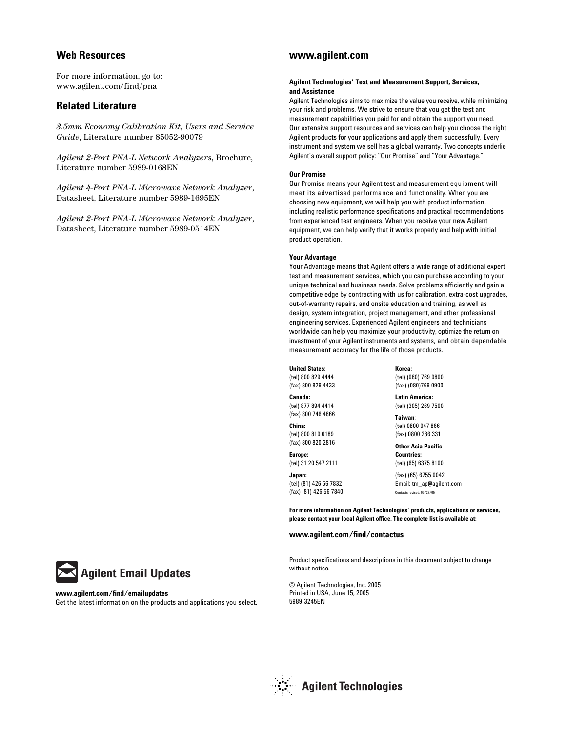## Web Resources

For more information, go to:
www.agilent.com/find/pna

## Related Literature

*3.5mm Economy Calibration Kit, Users and Service Guide*, Literature number 85052-90079

*Agilent 2-Port PNA-L Network Analyzers*, Brochure, Literature number 5989-0168EN

*Agilent 4-Port PNA-L Microwave Network Analyzer*, Datasheet, Literature number 5989-1695EN

*Agilent 2-Port PNA-L Microwave Network Analyzer*, Datasheet, Literature number 5989-0514EN

## Agilent Email Updates

**www.agilent.com/find/emailupdates**
Get the latest information on the products and applications you select.

## www.agilent.com

**Agilent Technologies' Test and Measurement Support, Services, and Assistance**
Agilent Technologies aims to maximize the value you receive, while minimizing your risk and problems. We strive to ensure that you get the test and measurement capabilities you paid for and obtain the support you need. Our extensive support resources and services can help you choose the right Agilent products for your applications and apply them successfully. Every instrument and system we sell has a global warranty. Two concepts underlie Agilent's overall support policy: "Our Promise" and "Your Advantage."

**Our Promise**
Our Promise means your Agilent test and measurement equipment will meet its advertised performance and functionality. When you are choosing new equipment, we will help you with product information, including realistic performance specifications and practical recommendations from experienced test engineers. When you receive your new Agilent equipment, we can help verify that it works properly and help with initial product operation.

**Your Advantage**
Your Advantage means that Agilent offers a wide range of additional expert test and measurement services, which you can purchase according to your unique technical and business needs. Solve problems efficiently and gain a competitive edge by contracting with us for calibration, extra-cost upgrades, out-of-warranty repairs, and onsite education and training, as well as design, system integration, project management, and other professional engineering services. Experienced Agilent engineers and technicians worldwide can help you maximize your productivity, optimize the return on investment of your Agilent instruments and systems, and obtain dependable measurement accuracy for the life of those products.

**United States:**
(tel) 800 829 4444
(fax) 800 829 4433

**Canada:**
(tel) 877 894 4414
(fax) 800 746 4866

**China:**
(tel) 800 810 0189
(fax) 800 820 2816

**Europe:**
(tel) 31 20 547 2111

**Japan:**
(tel) (81) 426 56 7832
(fax) (81) 426 56 7840

**Korea:**
(tel) (080) 769 0800
(fax) (080)769 0900

**Latin America:**
(tel) (305) 269 7500

**Taiwan**:
(tel) 0800 047 866
(fax) 0800 286 331

**Other Asia Pacific Countries:**
(tel) (65) 6375 8100
(fax) (65) 6755 0042
Email: tm_ap@agilent.com

Contacts revised: 05/27/05

**For more information on Agilent Technologies' products, applications or services, please contact your local Agilent office. The complete list is available at:**

**www.agilent.com/find/contactus**

Product specifications and descriptions in this document subject to change without notice.

© Agilent Technologies, Inc. 2005
Printed in USA, June 15, 2005
5989-3245EN

Agilent Technologies